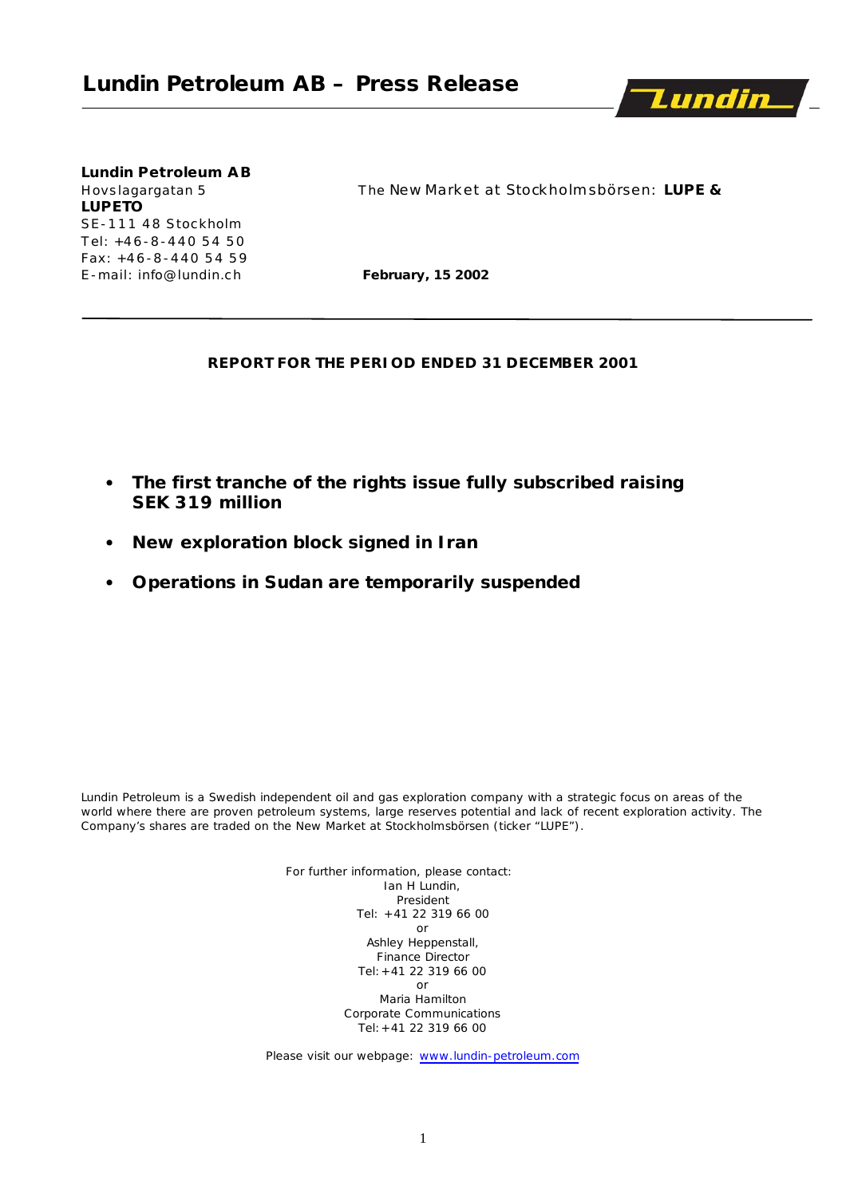# Lundin Petroleum AB – Press Release

**Lundin Petroleum AB**
Hovslagargatan 5
SE-111 48 Stockholm
Tel: +46-8-440 54 50
Fax: +46-8-440 54 59
E-mail: info@lundin.ch

The New Market at Stockholmsbörsen: **LUPE & LUPETO**

**February, 15 2002**

---

**REPORT FOR THE PERIOD ENDED 31 DECEMBER 2001**

- **The first tranche of the rights issue fully subscribed raising SEK 319 million**
- **New exploration block signed in Iran**
- **Operations in Sudan are temporarily suspended**

Lundin Petroleum is a Swedish independent oil and gas exploration company with a strategic focus on areas of the world where there are proven petroleum systems, large reserves potential and lack of recent exploration activity. The Company's shares are traded on the New Market at Stockholmsbörsen (ticker "LUPE").

For further information, please contact:
Ian H Lundin,
President
Tel: +41 22 319 66 00
or
Ashley Heppenstall,
Finance Director
Tel: +41 22 319 66 00
or
Maria Hamilton
Corporate Communications
Tel: +41 22 319 66 00

Please visit our webpage: www.lundin-petroleum.com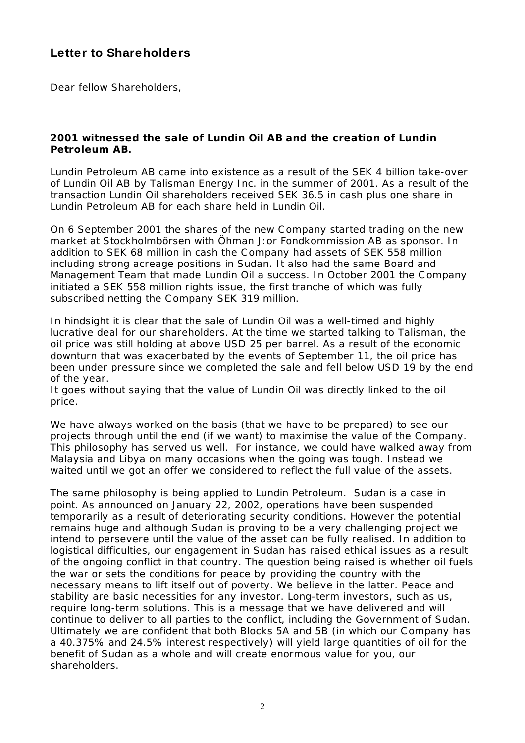# Letter to Shareholders

Dear fellow Shareholders,

**2001 witnessed the sale of Lundin Oil AB and the creation of Lundin Petroleum AB.**

Lundin Petroleum AB came into existence as a result of the SEK 4 billion take-over of Lundin Oil AB by Talisman Energy Inc. in the summer of 2001. As a result of the transaction Lundin Oil shareholders received SEK 36.5 in cash plus one share in Lundin Petroleum AB for each share held in Lundin Oil.

On 6 September 2001 the shares of the new Company started trading on the new market at Stockholmbörsen with Öhman J:or Fondkommission AB as sponsor. In addition to SEK 68 million in cash the Company had assets of SEK 558 million including strong acreage positions in Sudan. It also had the same Board and Management Team that made Lundin Oil a success. In October 2001 the Company initiated a SEK 558 million rights issue, the first tranche of which was fully subscribed netting the Company SEK 319 million.

In hindsight it is clear that the sale of Lundin Oil was a well-timed and highly lucrative deal for our shareholders. At the time we started talking to Talisman, the oil price was still holding at above USD 25 per barrel. As a result of the economic downturn that was exacerbated by the events of September 11, the oil price has been under pressure since we completed the sale and fell below USD 19 by the end of the year.
It goes without saying that the value of Lundin Oil was directly linked to the oil price.

We have always worked on the basis (that we have to be prepared) to see our projects through until the end (if we want) to maximise the value of the Company. This philosophy has served us well. For instance, we could have walked away from Malaysia and Libya on many occasions when the going was tough. Instead we waited until we got an offer we considered to reflect the full value of the assets.

The same philosophy is being applied to Lundin Petroleum. Sudan is a case in point. As announced on January 22, 2002, operations have been suspended temporarily as a result of deteriorating security conditions. However the potential remains huge and although Sudan is proving to be a very challenging project we intend to persevere until the value of the asset can be fully realised. In addition to logistical difficulties, our engagement in Sudan has raised ethical issues as a result of the ongoing conflict in that country. The question being raised is whether oil fuels the war or sets the conditions for peace by providing the country with the necessary means to lift itself out of poverty. We believe in the latter. Peace and stability are basic necessities for any investor. Long-term investors, such as us, require long-term solutions. This is a message that we have delivered and will continue to deliver to all parties to the conflict, including the Government of Sudan. Ultimately we are confident that both Blocks 5A and 5B (in which our Company has a 40.375% and 24.5% interest respectively) will yield large quantities of oil for the benefit of Sudan as a whole and will create enormous value for you, our shareholders.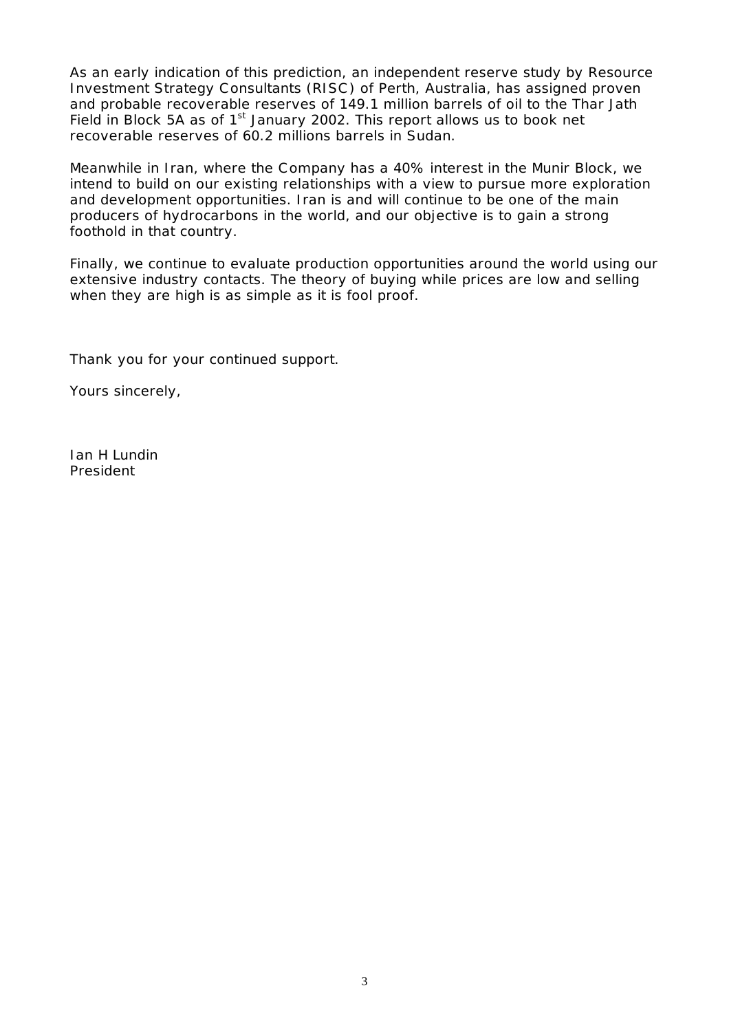As an early indication of this prediction, an independent reserve study by Resource Investment Strategy Consultants (RISC) of Perth, Australia, has assigned proven and probable recoverable reserves of 149.1 million barrels of oil to the Thar Jath Field in Block 5A as of 1st January 2002. This report allows us to book net recoverable reserves of 60.2 millions barrels in Sudan.

Meanwhile in Iran, where the Company has a 40% interest in the Munir Block, we intend to build on our existing relationships with a view to pursue more exploration and development opportunities. Iran is and will continue to be one of the main producers of hydrocarbons in the world, and our objective is to gain a strong foothold in that country.

Finally, we continue to evaluate production opportunities around the world using our extensive industry contacts. The theory of buying while prices are low and selling when they are high is as simple as it is fool proof.

Thank you for your continued support.

Yours sincerely,

Ian H Lundin
President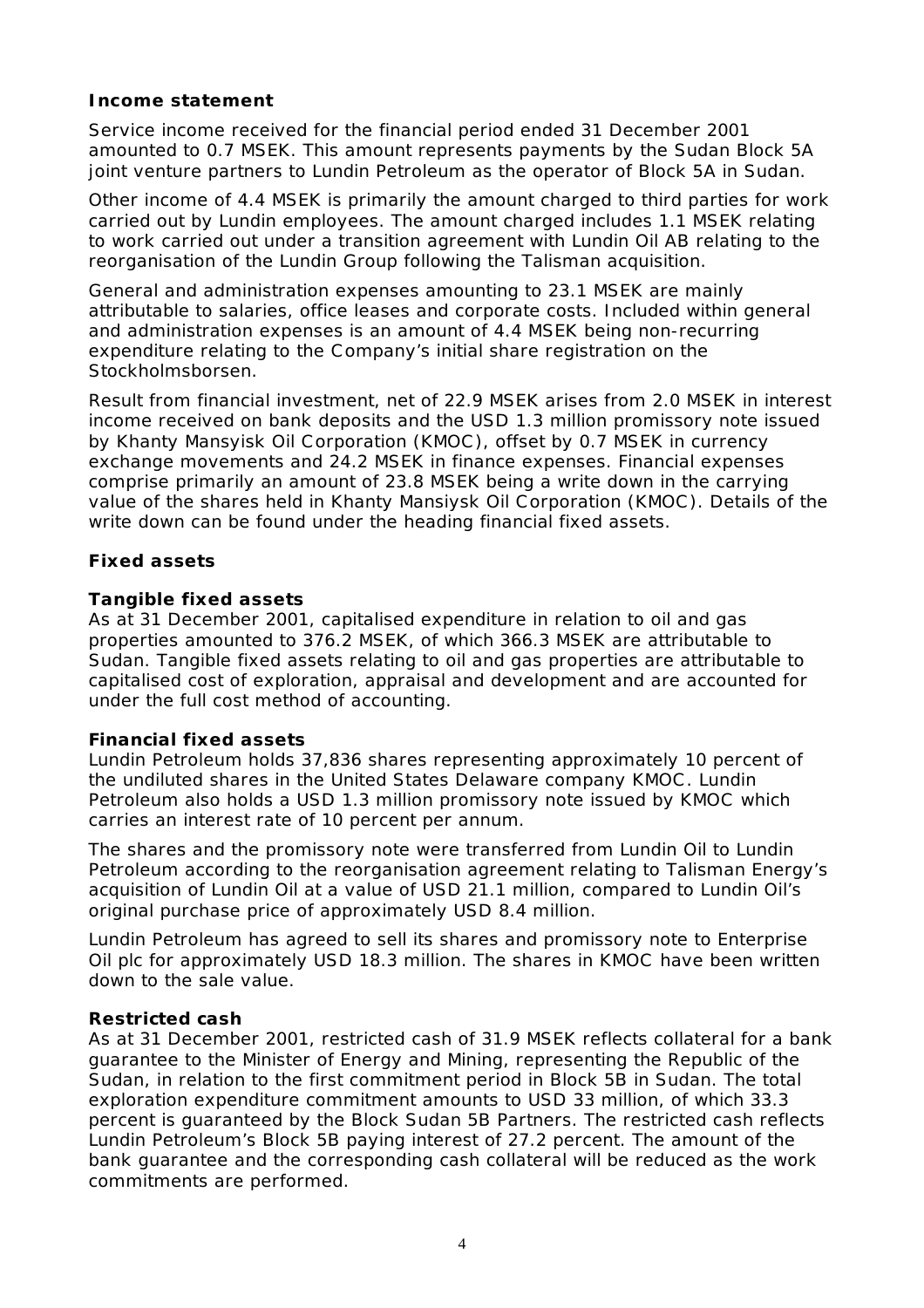## Income statement

Service income received for the financial period ended 31 December 2001 amounted to 0.7 MSEK. This amount represents payments by the Sudan Block 5A joint venture partners to Lundin Petroleum as the operator of Block 5A in Sudan.

Other income of 4.4 MSEK is primarily the amount charged to third parties for work carried out by Lundin employees. The amount charged includes 1.1 MSEK relating to work carried out under a transition agreement with Lundin Oil AB relating to the reorganisation of the Lundin Group following the Talisman acquisition.

General and administration expenses amounting to 23.1 MSEK are mainly attributable to salaries, office leases and corporate costs. Included within general and administration expenses is an amount of 4.4 MSEK being non-recurring expenditure relating to the Company's initial share registration on the Stockholmsborsen.

Result from financial investment, net of 22.9 MSEK arises from 2.0 MSEK in interest income received on bank deposits and the USD 1.3 million promissory note issued by Khanty Mansyisk Oil Corporation (KMOC), offset by 0.7 MSEK in currency exchange movements and 24.2 MSEK in finance expenses. Financial expenses comprise primarily an amount of 23.8 MSEK being a write down in the carrying value of the shares held in Khanty Mansiysk Oil Corporation (KMOC). Details of the write down can be found under the heading financial fixed assets.

## Fixed assets

### Tangible fixed assets

As at 31 December 2001, capitalised expenditure in relation to oil and gas properties amounted to 376.2 MSEK, of which 366.3 MSEK are attributable to Sudan. Tangible fixed assets relating to oil and gas properties are attributable to capitalised cost of exploration, appraisal and development and are accounted for under the full cost method of accounting.

### Financial fixed assets

Lundin Petroleum holds 37,836 shares representing approximately 10 percent of the undiluted shares in the United States Delaware company KMOC. Lundin Petroleum also holds a USD 1.3 million promissory note issued by KMOC which carries an interest rate of 10 percent per annum.

The shares and the promissory note were transferred from Lundin Oil to Lundin Petroleum according to the reorganisation agreement relating to Talisman Energy's acquisition of Lundin Oil at a value of USD 21.1 million, compared to Lundin Oil's original purchase price of approximately USD 8.4 million.

Lundin Petroleum has agreed to sell its shares and promissory note to Enterprise Oil plc for approximately USD 18.3 million. The shares in KMOC have been written down to the sale value.

### Restricted cash

As at 31 December 2001, restricted cash of 31.9 MSEK reflects collateral for a bank guarantee to the Minister of Energy and Mining, representing the Republic of the Sudan, in relation to the first commitment period in Block 5B in Sudan. The total exploration expenditure commitment amounts to USD 33 million, of which 33.3 percent is guaranteed by the Block Sudan 5B Partners. The restricted cash reflects Lundin Petroleum's Block 5B paying interest of 27.2 percent. The amount of the bank guarantee and the corresponding cash collateral will be reduced as the work commitments are performed.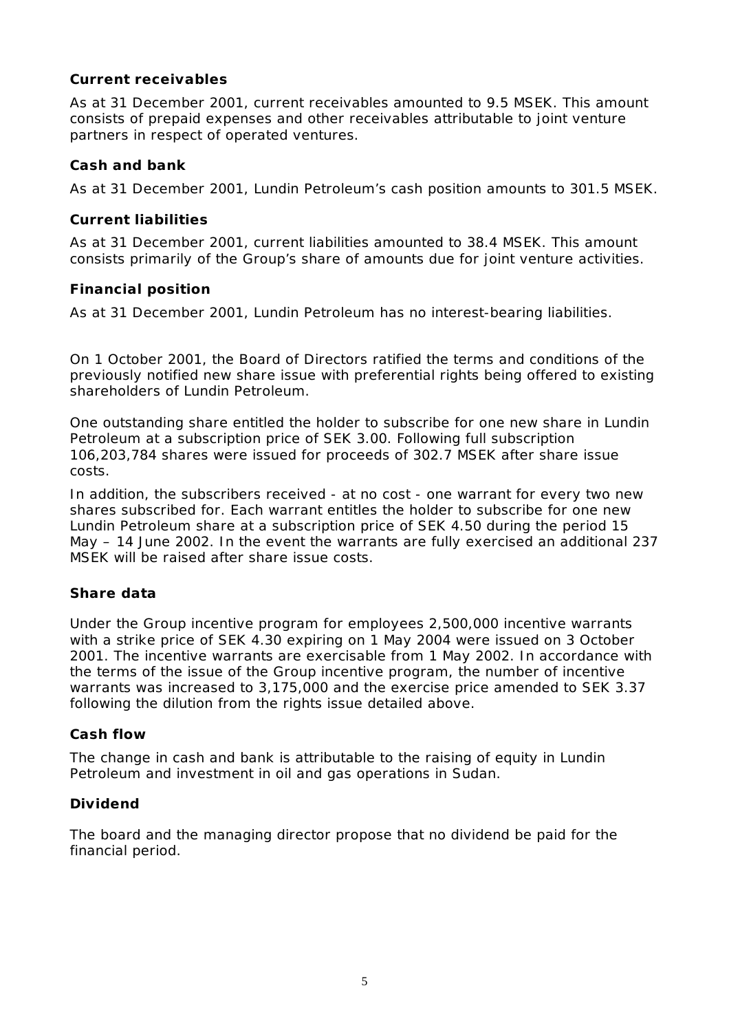### Current receivables

As at 31 December 2001, current receivables amounted to 9.5 MSEK. This amount consists of prepaid expenses and other receivables attributable to joint venture partners in respect of operated ventures.

### Cash and bank

As at 31 December 2001, Lundin Petroleum's cash position amounts to 301.5 MSEK.

### Current liabilities

As at 31 December 2001, current liabilities amounted to 38.4 MSEK. This amount consists primarily of the Group's share of amounts due for joint venture activities.

### Financial position

As at 31 December 2001, Lundin Petroleum has no interest-bearing liabilities.

On 1 October 2001, the Board of Directors ratified the terms and conditions of the previously notified new share issue with preferential rights being offered to existing shareholders of Lundin Petroleum.

One outstanding share entitled the holder to subscribe for one new share in Lundin Petroleum at a subscription price of SEK 3.00. Following full subscription 106,203,784 shares were issued for proceeds of 302.7 MSEK after share issue costs.

In addition, the subscribers received - at no cost - one warrant for every two new shares subscribed for. Each warrant entitles the holder to subscribe for one new Lundin Petroleum share at a subscription price of SEK 4.50 during the period 15 May – 14 June 2002. In the event the warrants are fully exercised an additional 237 MSEK will be raised after share issue costs.

### Share data

Under the Group incentive program for employees 2,500,000 incentive warrants with a strike price of SEK 4.30 expiring on 1 May 2004 were issued on 3 October 2001. The incentive warrants are exercisable from 1 May 2002. In accordance with the terms of the issue of the Group incentive program, the number of incentive warrants was increased to 3,175,000 and the exercise price amended to SEK 3.37 following the dilution from the rights issue detailed above.

### Cash flow

The change in cash and bank is attributable to the raising of equity in Lundin Petroleum and investment in oil and gas operations in Sudan.

### Dividend

The board and the managing director propose that no dividend be paid for the financial period.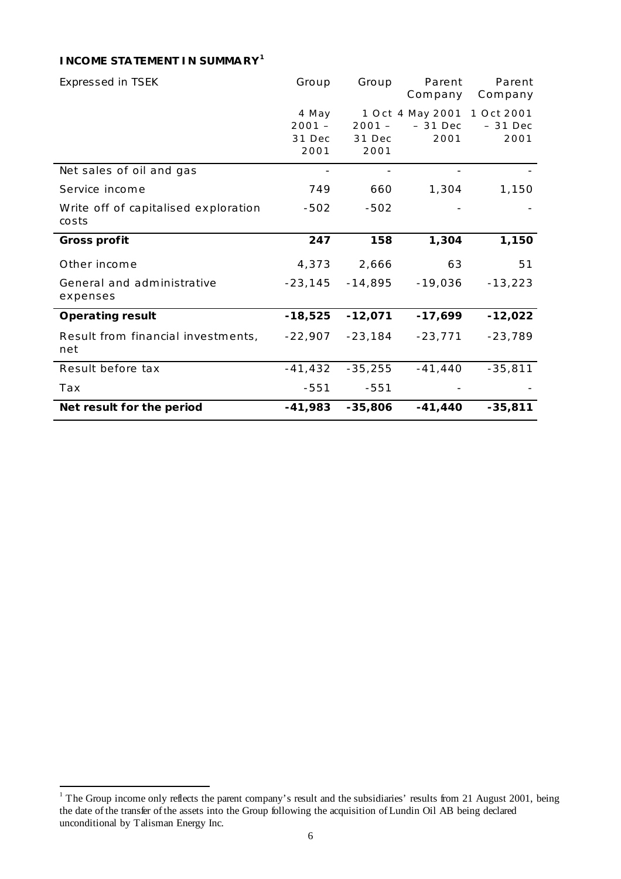## INCOME STATEMENT IN SUMMARY[1]

| Expressed in TSEK | Group | Group | Parent Company | Parent Company |
|---|---|---|---|---|
| | 4 May 2001 – 31 Dec 2001 | 1 Oct 2001 – 31 Dec 2001 | 4 May 2001 – 31 Dec 2001 | 1 Oct 2001 – 31 Dec 2001 |
| Net sales of oil and gas | - | - | - | - |
| Service income | 749 | 660 | 1,304 | 1,150 |
| Write off of capitalised exploration costs | -502 | -502 | - | - |
| **Gross profit** | **247** | **158** | **1,304** | **1,150** |
| Other income | 4,373 | 2,666 | 63 | 51 |
| General and administrative expenses | -23,145 | -14,895 | -19,036 | -13,223 |
| **Operating result** | **-18,525** | **-12,071** | **-17,699** | **-12,022** |
| Result from financial investments, net | -22,907 | -23,184 | -23,771 | -23,789 |
| Result before tax | -41,432 | -35,255 | -41,440 | -35,811 |
| Tax | -551 | -551 | - | - |
| **Net result for the period** | **-41,983** | **-35,806** | **-41,440** | **-35,811** |

[1] The Group income only reflects the parent company's result and the subsidiaries' results from 21 August 2001, being the date of the transfer of the assets into the Group following the acquisition of Lundin Oil AB being declared unconditional by Talisman Energy Inc.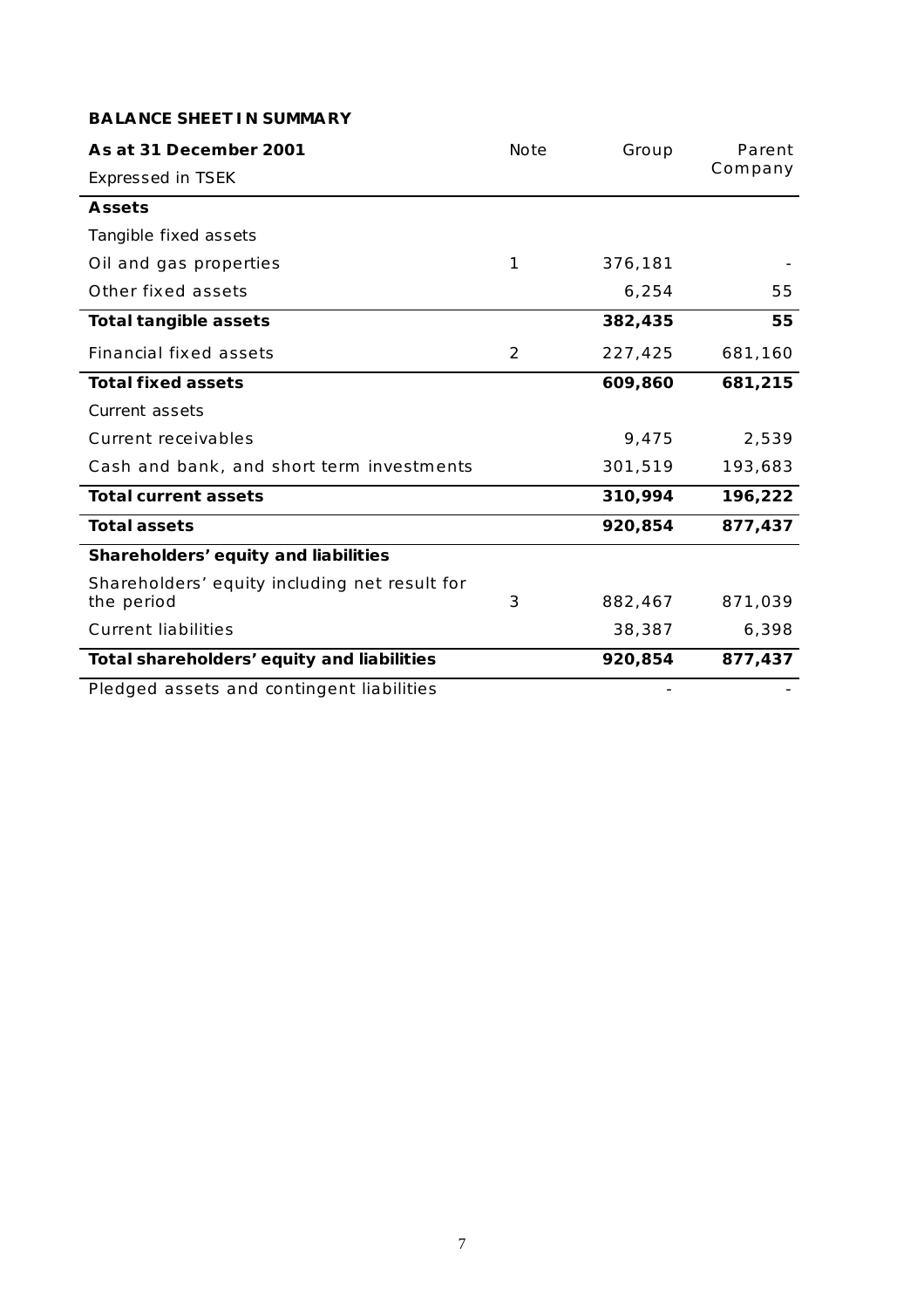**BALANCE SHEET IN SUMMARY**

| **As at 31 December 2001**<br>Expressed in TSEK | Note | Group | Parent Company |
|---|---|---|---|
| **Assets** | | | |
| Tangible fixed assets | | | |
| Oil and gas properties | 1 | 376,181 | - |
| Other fixed assets | | 6,254 | 55 |
| **Total tangible assets** | | **382,435** | **55** |
| Financial fixed assets | 2 | 227,425 | 681,160 |
| **Total fixed assets** | | **609,860** | **681,215** |
| Current assets | | | |
| Current receivables | | 9,475 | 2,539 |
| Cash and bank, and short term investments | | 301,519 | 193,683 |
| **Total current assets** | | **310,994** | **196,222** |
| **Total assets** | | **920,854** | **877,437** |
| **Shareholders' equity and liabilities** | | | |
| Shareholders' equity including net result for the period | 3 | 882,467 | 871,039 |
| Current liabilities | | 38,387 | 6,398 |
| **Total shareholders' equity and liabilities** | | **920,854** | **877,437** |
| Pledged assets and contingent liabilities | | - | - |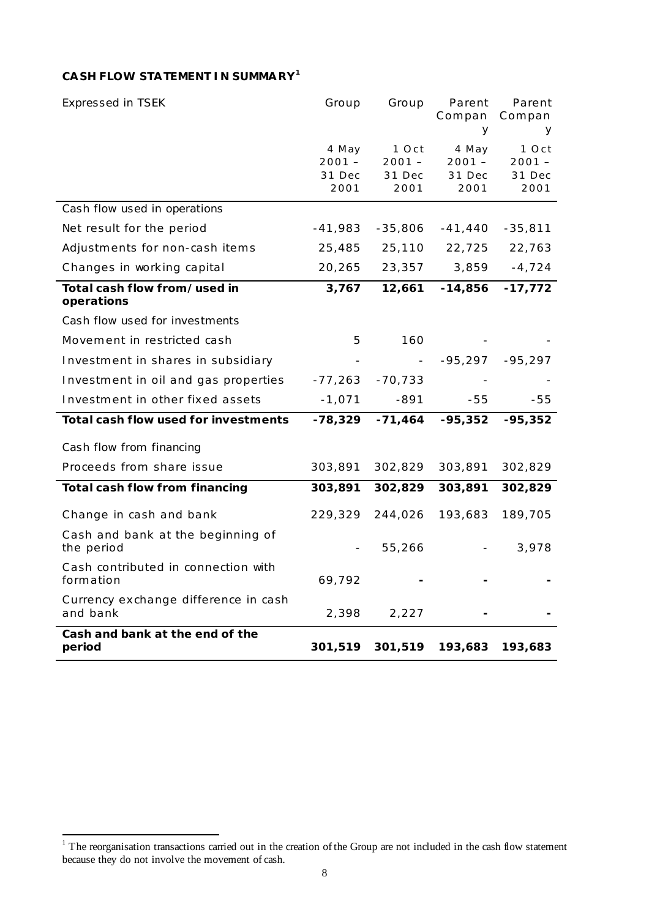### CASH FLOW STATEMENT IN SUMMARY[1]

| Expressed in TSEK | Group | Group | Parent Company | Parent Company |
|---|---|---|---|---|
| | 4 May 2001 – 31 Dec 2001 | 1 Oct 2001 – 31 Dec 2001 | 4 May 2001 – 31 Dec 2001 | 1 Oct 2001 – 31 Dec 2001 |
| Cash flow used in operations | | | | |
| Net result for the period | -41,983 | -35,806 | -41,440 | -35,811 |
| Adjustments for non-cash items | 25,485 | 25,110 | 22,725 | 22,763 |
| Changes in working capital | 20,265 | 23,357 | 3,859 | -4,724 |
| **Total cash flow from/used in operations** | **3,767** | **12,661** | **-14,856** | **-17,772** |
| Cash flow used for investments | | | | |
| Movement in restricted cash | 5 | 160 | - | - |
| Investment in shares in subsidiary | - | - | -95,297 | -95,297 |
| Investment in oil and gas properties | -77,263 | -70,733 | - | - |
| Investment in other fixed assets | -1,071 | -891 | -55 | -55 |
| **Total cash flow used for investments** | **-78,329** | **-71,464** | **-95,352** | **-95,352** |
| Cash flow from financing | | | | |
| Proceeds from share issue | 303,891 | 302,829 | 303,891 | 302,829 |
| **Total cash flow from financing** | **303,891** | **302,829** | **303,891** | **302,829** |
| Change in cash and bank | 229,329 | 244,026 | 193,683 | 189,705 |
| Cash and bank at the beginning of the period | - | 55,266 | - | 3,978 |
| Cash contributed in connection with formation | 69,792 | - | - | - |
| Currency exchange difference in cash and bank | 2,398 | 2,227 | - | - |
| **Cash and bank at the end of the period** | **301,519** | **301,519** | **193,683** | **193,683** |

[1] The reorganisation transactions carried out in the creation of the Group are not included in the cash flow statement because they do not involve the movement of cash.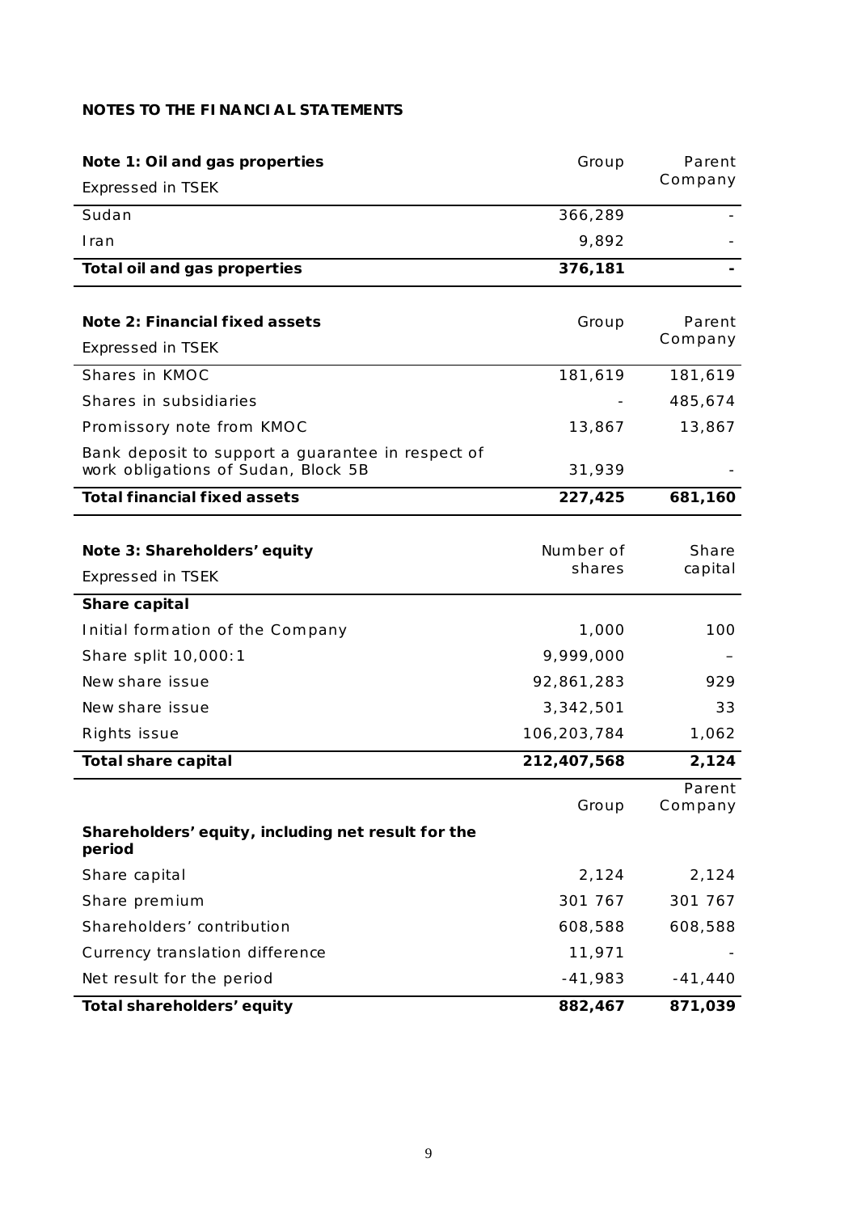**NOTES TO THE FINANCIAL STATEMENTS**

| **Note 1: Oil and gas properties**<br>Expressed in TSEK | Group | Parent Company |
|---|---|---|
| Sudan | 366,289 | - |
| Iran | 9,892 | - |
| **Total oil and gas properties** | **376,181** | **-** |

| **Note 2: Financial fixed assets**<br>Expressed in TSEK | Group | Parent Company |
|---|---|---|
| Shares in KMOC | 181,619 | 181,619 |
| Shares in subsidiaries | - | 485,674 |
| Promissory note from KMOC | 13,867 | 13,867 |
| Bank deposit to support a guarantee in respect of work obligations of Sudan, Block 5B | 31,939 | - |
| **Total financial fixed assets** | **227,425** | **681,160** |

| **Note 3: Shareholders' equity**<br>Expressed in TSEK | Number of shares | Share capital |
|---|---|---|
| **Share capital** | | |
| Initial formation of the Company | 1,000 | 100 |
| Share split 10,000:1 | 9,999,000 | – |
| New share issue | 92,861,283 | 929 |
| New share issue | 3,342,501 | 33 |
| Rights issue | 106,203,784 | 1,062 |
| **Total share capital** | **212,407,568** | **2,124** |

| | Group | Parent Company |
|---|---|---|
| **Shareholders' equity, including net result for the period** | | |
| Share capital | 2,124 | 2,124 |
| Share premium | 301 767 | 301 767 |
| Shareholders' contribution | 608,588 | 608,588 |
| Currency translation difference | 11,971 | - |
| Net result for the period | -41,983 | -41,440 |
| **Total shareholders' equity** | **882,467** | **871,039** |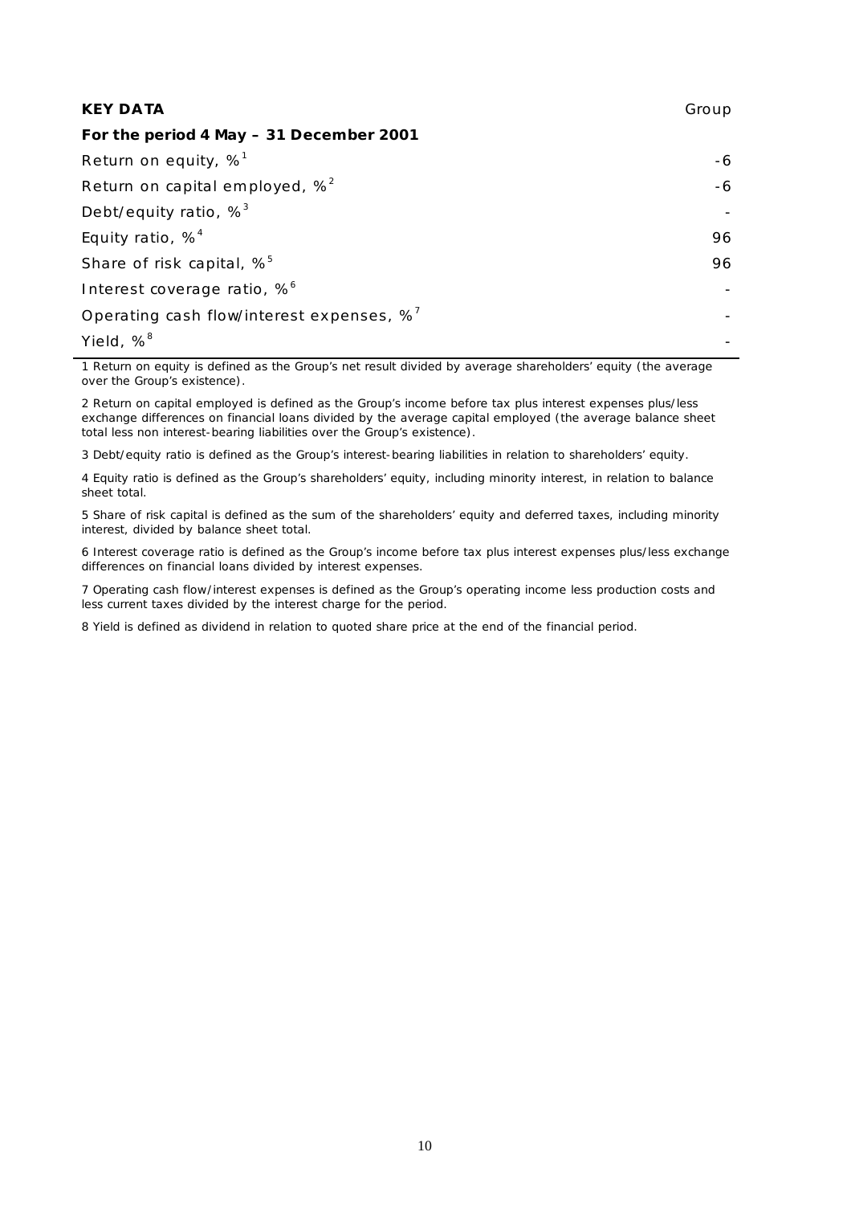| **KEY DATA** | Group |
|---|---|
| **For the period 4 May – 31 December 2001** | |
| Return on equity, %[1] | -6 |
| Return on capital employed, %[2] | -6 |
| Debt/equity ratio, %[3] | - |
| Equity ratio, %[4] | 96 |
| Share of risk capital, %[5] | 96 |
| Interest coverage ratio, %[6] | - |
| Operating cash flow/interest expenses, %[7] | - |
| Yield, %[8] | - |

1 Return on equity is defined as the Group's net result divided by average shareholders' equity (the average over the Group's existence).

2 Return on capital employed is defined as the Group's income before tax plus interest expenses plus/less exchange differences on financial loans divided by the average capital employed (the average balance sheet total less non interest-bearing liabilities over the Group's existence).

3 Debt/equity ratio is defined as the Group's interest-bearing liabilities in relation to shareholders' equity.

4 Equity ratio is defined as the Group's shareholders' equity, including minority interest, in relation to balance sheet total.

5 Share of risk capital is defined as the sum of the shareholders' equity and deferred taxes, including minority interest, divided by balance sheet total.

6 Interest coverage ratio is defined as the Group's income before tax plus interest expenses plus/less exchange differences on financial loans divided by interest expenses.

7 Operating cash flow/interest expenses is defined as the Group's operating income less production costs and less current taxes divided by the interest charge for the period.

8 Yield is defined as dividend in relation to quoted share price at the end of the financial period.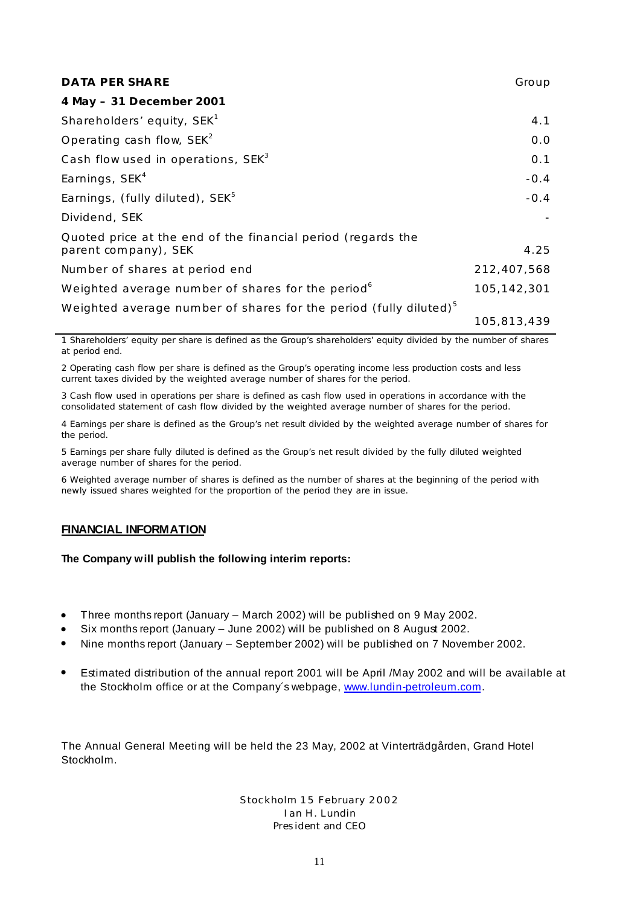| DATA PER SHARE | Group |
|---|---|
| **4 May – 31 December 2001** | |
| Shareholders' equity, SEK[1] | 4.1 |
| Operating cash flow, SEK[2] | 0.0 |
| Cash flow used in operations, SEK[3] | 0.1 |
| Earnings, SEK[4] | -0.4 |
| Earnings, (fully diluted), SEK[5] | -0.4 |
| Dividend, SEK | - |
| Quoted price at the end of the financial period (regards the parent company), SEK | 4.25 |
| Number of shares at period end | 212,407,568 |
| Weighted average number of shares for the period[6] | 105,142,301 |
| Weighted average number of shares for the period (fully diluted)[5] | 105,813,439 |

1 Shareholders' equity per share is defined as the Group's shareholders' equity divided by the number of shares at period end.

2 Operating cash flow per share is defined as the Group's operating income less production costs and less current taxes divided by the weighted average number of shares for the period.

3 Cash flow used in operations per share is defined as cash flow used in operations in accordance with the consolidated statement of cash flow divided by the weighted average number of shares for the period.

4 Earnings per share is defined as the Group's net result divided by the weighted average number of shares for the period.

5 Earnings per share fully diluted is defined as the Group's net result divided by the fully diluted weighted average number of shares for the period.

6 Weighted average number of shares is defined as the number of shares at the beginning of the period with newly issued shares weighted for the proportion of the period they are in issue.

## FINANCIAL INFORMATION

**The Company will publish the following interim reports:**

- Three months report (January – March 2002) will be published on 9 May 2002.
- Six months report (January – June 2002) will be published on 8 August 2002.
- Nine months report (January – September 2002) will be published on 7 November 2002.

- Estimated distribution of the annual report 2001 will be April /May 2002 and will be available at the Stockholm office or at the Company´s webpage, www.lundin-petroleum.com.

The Annual General Meeting will be held the 23 May, 2002 at Vinterträdgården, Grand Hotel Stockholm.

Stockholm 15 February 2002
Ian H. Lundin
President and CEO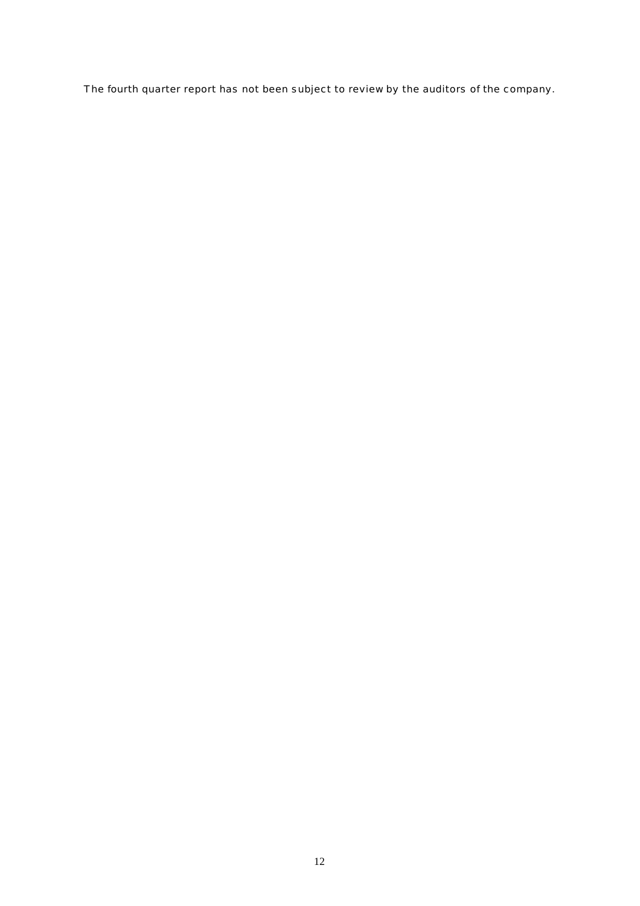The fourth quarter report has not been subject to review by the auditors of the company.